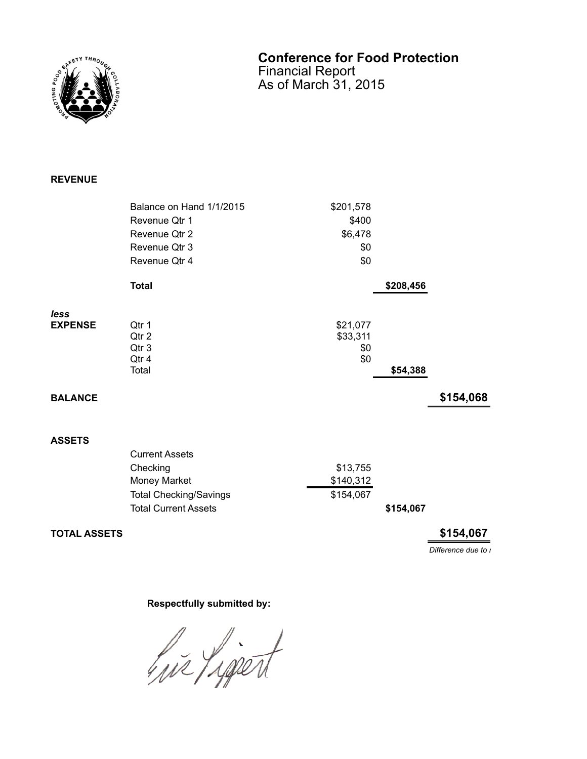# Conference for Food Protection

Financial Report
As of March 31, 2015

**REVENUE**

| | | | | |
|---|---|---|---|---|
| | Balance on Hand 1/1/2015 | $201,578 | | |
| | Revenue Qtr 1 | $400 | | |
| | Revenue Qtr 2 | $6,478 | | |
| | Revenue Qtr 3 | $0 | | |
| | Revenue Qtr 4 | $0 | | |
| | **Total** | | **$208,456** | |
| ***less*** **EXPENSE** | Qtr 1 | $21,077 | | |
| | Qtr 2 | $33,311 | | |
| | Qtr 3 | $0 | | |
| | Qtr 4 | $0 | | |
| | Total | | **$54,388** | |
| **BALANCE** | | | | **$154,068** |

**ASSETS**

| | | | | |
|---|---|---|---|---|
| | Current Assets | | | |
| | Checking | $13,755 | | |
| | Money Market | $140,312 | | |
| | Total Checking/Savings | $154,067 | | |
| | Total Current Assets | | **$154,067** | |
| **TOTAL ASSETS** | | | | **$154,067** |

*Difference due to r*

**Respectfully submitted by:**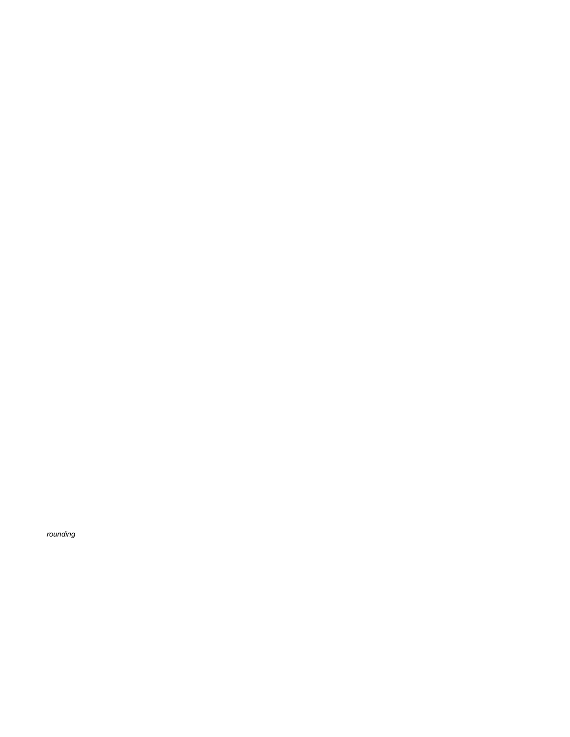*rounding*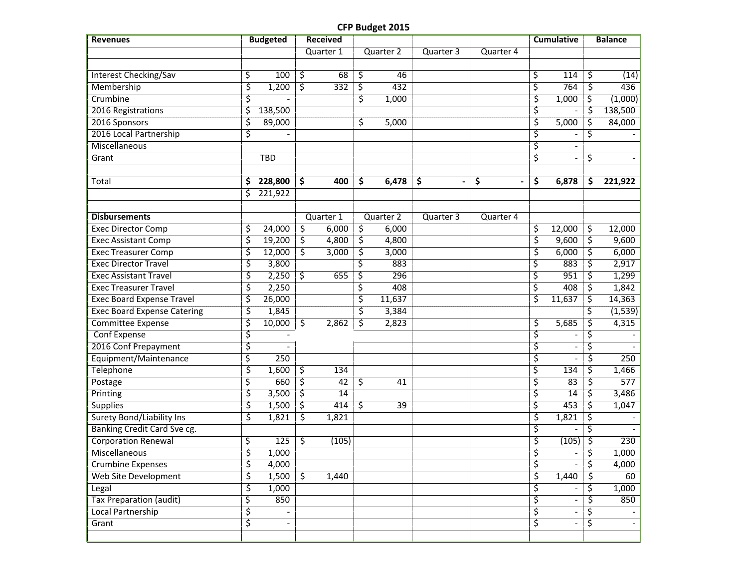# CFP Budget 2015

| Revenues | Budgeted | Received | | | | Cumulative | Balance |
|---|---|---|---|---|---|---|---|
| | | Quarter 1 | Quarter 2 | Quarter 3 | Quarter 4 | | |
| | | | | | | | |
| Interest Checking/Sav | $ 100 | $ 68 | $ 46 | | | $ 114 | $ (14) |
| Membership | $ 1,200 | $ 332 | $ 432 | | | $ 764 | $ 436 |
| Crumbine | $ - | | $ 1,000 | | | $ 1,000 | $ (1,000) |
| 2016 Registrations | $ 138,500 | | | | | $ - | $ 138,500 |
| 2016 Sponsors | $ 89,000 | | $ 5,000 | | | $ 5,000 | $ 84,000 |
| 2016 Local Partnership | $ - | | | | | $ - | $ - |
| Miscellaneous | | | | | | $ - | |
| Grant | TBD | | | | | $ - | $ - |
| | | | | | | | |
| Total | **$ 228,800** | **$ 400** | **$ 6,478** | **$ -** | **$ -** | **$ 6,878** | **$ 221,922** |
| | $ 221,922 | | | | | | |
| | | | | | | | |
| **Disbursements** | | Quarter 1 | Quarter 2 | Quarter 3 | Quarter 4 | | |
| Exec Director Comp | $ 24,000 | $ 6,000 | $ 6,000 | | | $ 12,000 | $ 12,000 |
| Exec Assistant Comp | $ 19,200 | $ 4,800 | $ 4,800 | | | $ 9,600 | $ 9,600 |
| Exec Treasurer Comp | $ 12,000 | $ 3,000 | $ 3,000 | | | $ 6,000 | $ 6,000 |
| Exec Director Travel | $ 3,800 | | $ 883 | | | $ 883 | $ 2,917 |
| Exec Assistant Travel | $ 2,250 | $ 655 | $ 296 | | | $ 951 | $ 1,299 |
| Exec Treasurer Travel | $ 2,250 | | $ 408 | | | $ 408 | $ 1,842 |
| Exec Board Expense Travel | $ 26,000 | | $ 11,637 | | | $ 11,637 | $ 14,363 |
| Exec Board Expense Catering | $ 1,845 | | $ 3,384 | | | | $ (1,539) |
| Committee Expense | $ 10,000 | $ 2,862 | $ 2,823 | | | $ 5,685 | $ 4,315 |
| Conf Expense | $ - | | | | | $ - | $ - |
| 2016 Conf Prepayment | $ - | | | | | $ - | $ - |
| Equipment/Maintenance | $ 250 | | | | | $ - | $ 250 |
| Telephone | $ 1,600 | $ 134 | | | | $ 134 | $ 1,466 |
| Postage | $ 660 | $ 42 | $ 41 | | | $ 83 | $ 577 |
| Printing | $ 3,500 | $ 14 | | | | $ 14 | $ 3,486 |
| Supplies | $ 1,500 | $ 414 | $ 39 | | | $ 453 | $ 1,047 |
| Surety Bond/Liability Ins | $ 1,821 | $ 1,821 | | | | $ 1,821 | $ - |
| Banking Credit Card Sve cg. | | | | | | $ - | $ - |
| Corporation Renewal | $ 125 | $ (105) | | | | $ (105) | $ 230 |
| Miscellaneous | $ 1,000 | | | | | $ - | $ 1,000 |
| Crumbine Expenses | $ 4,000 | | | | | $ - | $ 4,000 |
| Web Site Development | $ 1,500 | $ 1,440 | | | | $ 1,440 | $ 60 |
| Legal | $ 1,000 | | | | | $ - | $ 1,000 |
| Tax Preparation (audit) | $ 850 | | | | | $ - | $ 850 |
| Local Partnership | $ - | | | | | $ - | $ - |
| Grant | $ - | | | | | $ - | $ - |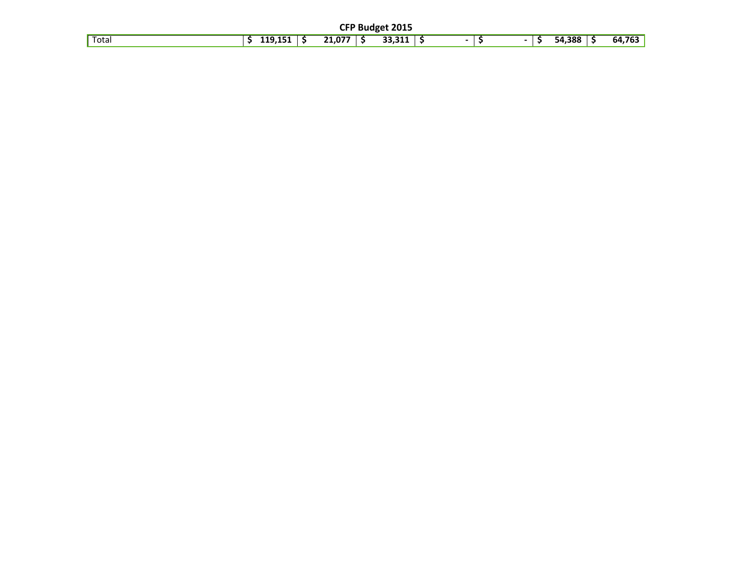**CFP Budget 2015**

| | | | | | | |
|---|---|---|---|---|---|---|
| Total | **$ 119,151** | **$ 21,077** | **$ 33,311** | **$ -** | **$ -** | **$ 54,388** | **$ 64,763** |